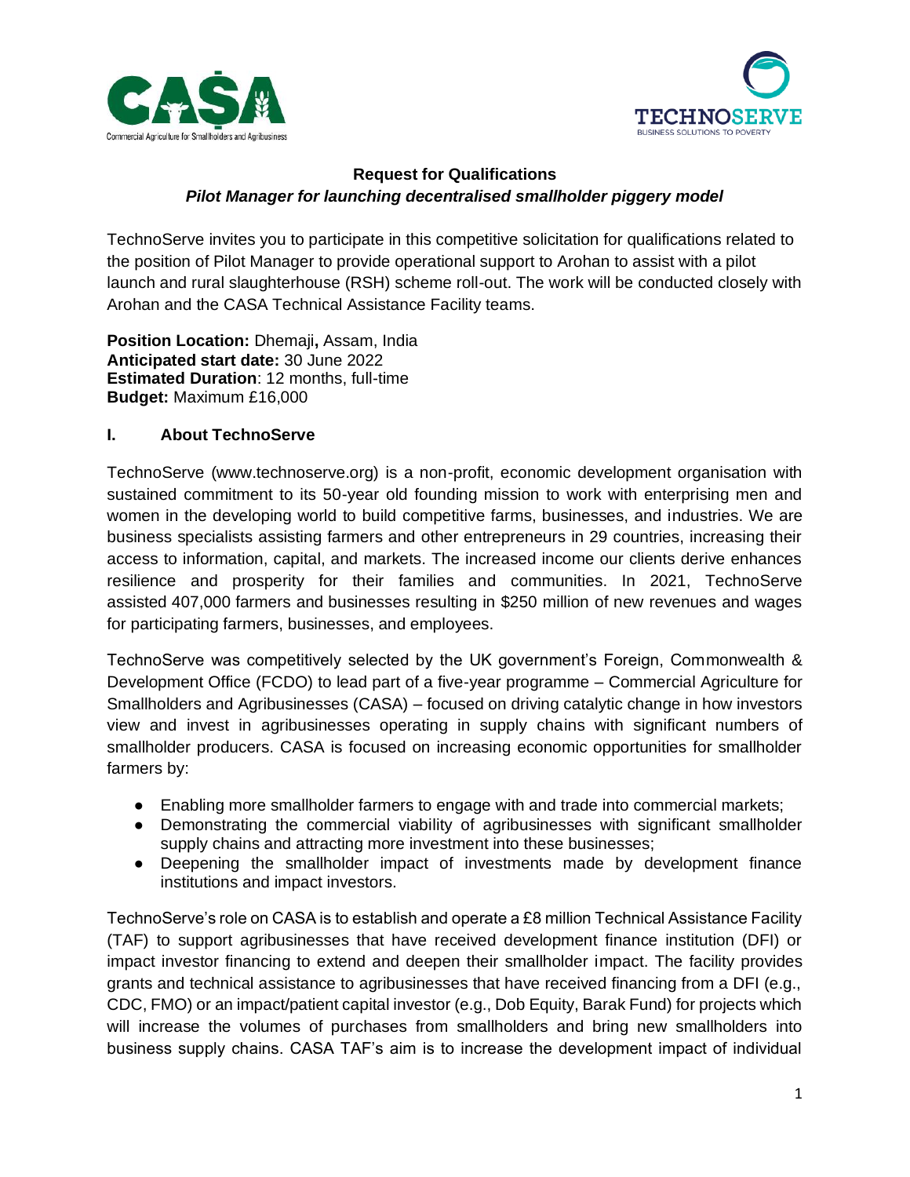## Request for Qualifications

### *Pilot Manager for launching decentralised smallholder piggery model*

TechnoServe invites you to participate in this competitive solicitation for qualifications related to the position of Pilot Manager to provide operational support to Arohan to assist with a pilot launch and rural slaughterhouse (RSH) scheme roll-out. The work will be conducted closely with Arohan and the CASA Technical Assistance Facility teams.

**Position Location:** Dhemaji**,** Assam, India
**Anticipated start date:** 30 June 2022
**Estimated Duration**: 12 months, full-time
**Budget:** Maximum £16,000

### I. About TechnoServe

TechnoServe (www.technoserve.org) is a non-profit, economic development organisation with sustained commitment to its 50-year old founding mission to work with enterprising men and women in the developing world to build competitive farms, businesses, and industries. We are business specialists assisting farmers and other entrepreneurs in 29 countries, increasing their access to information, capital, and markets. The increased income our clients derive enhances resilience and prosperity for their families and communities. In 2021, TechnoServe assisted 407,000 farmers and businesses resulting in $250 million of new revenues and wages for participating farmers, businesses, and employees.

TechnoServe was competitively selected by the UK government's Foreign, Commonwealth & Development Office (FCDO) to lead part of a five-year programme – Commercial Agriculture for Smallholders and Agribusinesses (CASA) – focused on driving catalytic change in how investors view and invest in agribusinesses operating in supply chains with significant numbers of smallholder producers. CASA is focused on increasing economic opportunities for smallholder farmers by:

- Enabling more smallholder farmers to engage with and trade into commercial markets;
- Demonstrating the commercial viability of agribusinesses with significant smallholder supply chains and attracting more investment into these businesses;
- Deepening the smallholder impact of investments made by development finance institutions and impact investors.

TechnoServe's role on CASA is to establish and operate a £8 million Technical Assistance Facility (TAF) to support agribusinesses that have received development finance institution (DFI) or impact investor financing to extend and deepen their smallholder impact. The facility provides grants and technical assistance to agribusinesses that have received financing from a DFI (e.g., CDC, FMO) or an impact/patient capital investor (e.g., Dob Equity, Barak Fund) for projects which will increase the volumes of purchases from smallholders and bring new smallholders into business supply chains. CASA TAF's aim is to increase the development impact of individual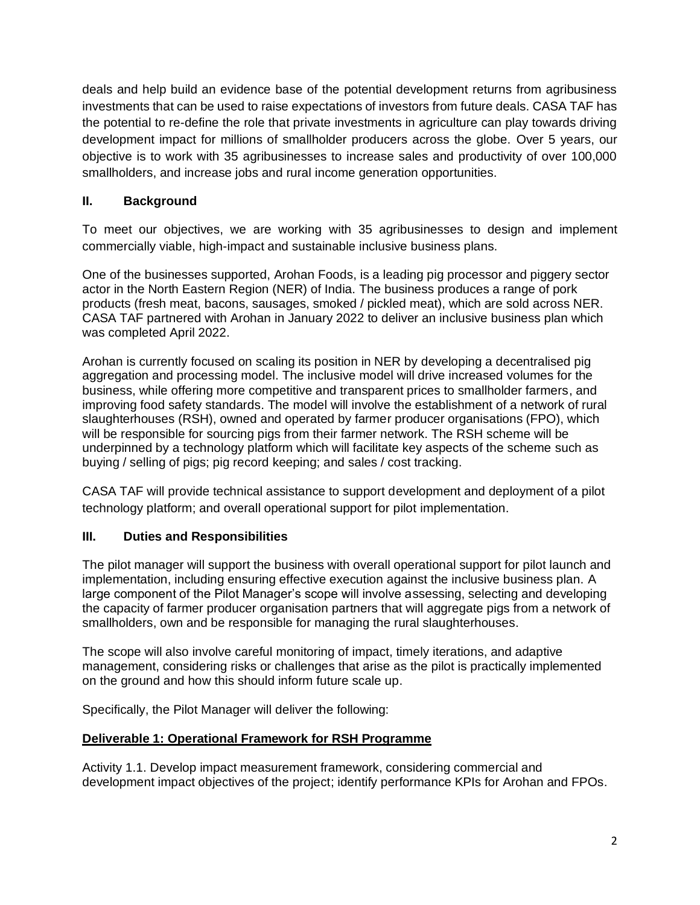deals and help build an evidence base of the potential development returns from agribusiness investments that can be used to raise expectations of investors from future deals. CASA TAF has the potential to re-define the role that private investments in agriculture can play towards driving development impact for millions of smallholder producers across the globe. Over 5 years, our objective is to work with 35 agribusinesses to increase sales and productivity of over 100,000 smallholders, and increase jobs and rural income generation opportunities.

## II. Background

To meet our objectives, we are working with 35 agribusinesses to design and implement commercially viable, high-impact and sustainable inclusive business plans.

One of the businesses supported, Arohan Foods, is a leading pig processor and piggery sector actor in the North Eastern Region (NER) of India. The business produces a range of pork products (fresh meat, bacons, sausages, smoked / pickled meat), which are sold across NER. CASA TAF partnered with Arohan in January 2022 to deliver an inclusive business plan which was completed April 2022.

Arohan is currently focused on scaling its position in NER by developing a decentralised pig aggregation and processing model. The inclusive model will drive increased volumes for the business, while offering more competitive and transparent prices to smallholder farmers, and improving food safety standards. The model will involve the establishment of a network of rural slaughterhouses (RSH), owned and operated by farmer producer organisations (FPO), which will be responsible for sourcing pigs from their farmer network. The RSH scheme will be underpinned by a technology platform which will facilitate key aspects of the scheme such as buying / selling of pigs; pig record keeping; and sales / cost tracking.

CASA TAF will provide technical assistance to support development and deployment of a pilot technology platform; and overall operational support for pilot implementation.

## III. Duties and Responsibilities

The pilot manager will support the business with overall operational support for pilot launch and implementation, including ensuring effective execution against the inclusive business plan. A large component of the Pilot Manager's scope will involve assessing, selecting and developing the capacity of farmer producer organisation partners that will aggregate pigs from a network of smallholders, own and be responsible for managing the rural slaughterhouses.

The scope will also involve careful monitoring of impact, timely iterations, and adaptive management, considering risks or challenges that arise as the pilot is practically implemented on the ground and how this should inform future scale up.

Specifically, the Pilot Manager will deliver the following:

**Deliverable 1: Operational Framework for RSH Programme**

Activity 1.1. Develop impact measurement framework, considering commercial and development impact objectives of the project; identify performance KPIs for Arohan and FPOs.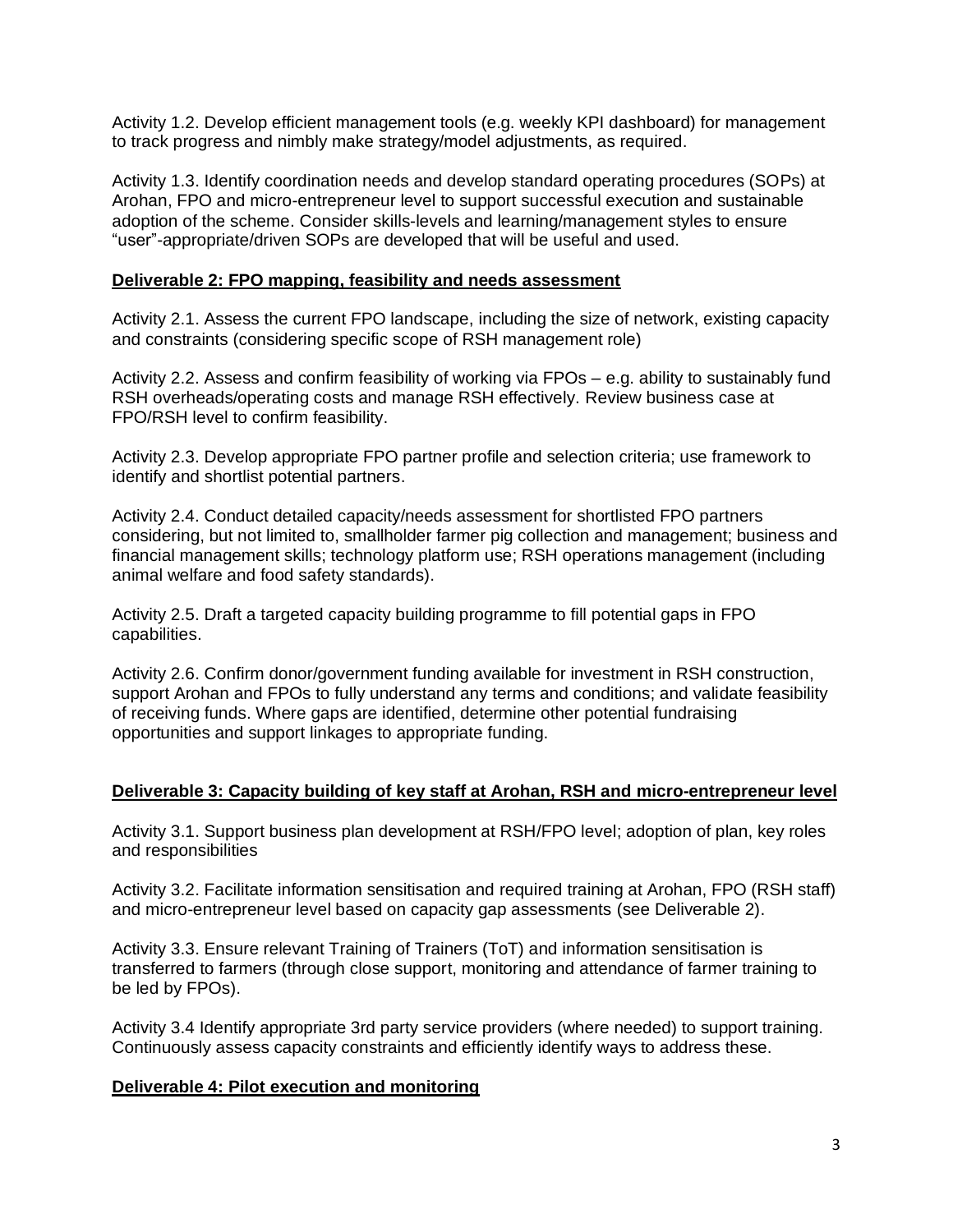Activity 1.2. Develop efficient management tools (e.g. weekly KPI dashboard) for management to track progress and nimbly make strategy/model adjustments, as required.

Activity 1.3. Identify coordination needs and develop standard operating procedures (SOPs) at Arohan, FPO and micro-entrepreneur level to support successful execution and sustainable adoption of the scheme. Consider skills-levels and learning/management styles to ensure "user"-appropriate/driven SOPs are developed that will be useful and used.

**Deliverable 2: FPO mapping, feasibility and needs assessment**

Activity 2.1. Assess the current FPO landscape, including the size of network, existing capacity and constraints (considering specific scope of RSH management role)

Activity 2.2. Assess and confirm feasibility of working via FPOs – e.g. ability to sustainably fund RSH overheads/operating costs and manage RSH effectively. Review business case at FPO/RSH level to confirm feasibility.

Activity 2.3. Develop appropriate FPO partner profile and selection criteria; use framework to identify and shortlist potential partners.

Activity 2.4. Conduct detailed capacity/needs assessment for shortlisted FPO partners considering, but not limited to, smallholder farmer pig collection and management; business and financial management skills; technology platform use; RSH operations management (including animal welfare and food safety standards).

Activity 2.5. Draft a targeted capacity building programme to fill potential gaps in FPO capabilities.

Activity 2.6. Confirm donor/government funding available for investment in RSH construction, support Arohan and FPOs to fully understand any terms and conditions; and validate feasibility of receiving funds. Where gaps are identified, determine other potential fundraising opportunities and support linkages to appropriate funding.

**Deliverable 3: Capacity building of key staff at Arohan, RSH and micro-entrepreneur level**

Activity 3.1. Support business plan development at RSH/FPO level; adoption of plan, key roles and responsibilities

Activity 3.2. Facilitate information sensitisation and required training at Arohan, FPO (RSH staff) and micro-entrepreneur level based on capacity gap assessments (see Deliverable 2).

Activity 3.3. Ensure relevant Training of Trainers (ToT) and information sensitisation is transferred to farmers (through close support, monitoring and attendance of farmer training to be led by FPOs).

Activity 3.4 Identify appropriate 3rd party service providers (where needed) to support training. Continuously assess capacity constraints and efficiently identify ways to address these.

**Deliverable 4: Pilot execution and monitoring**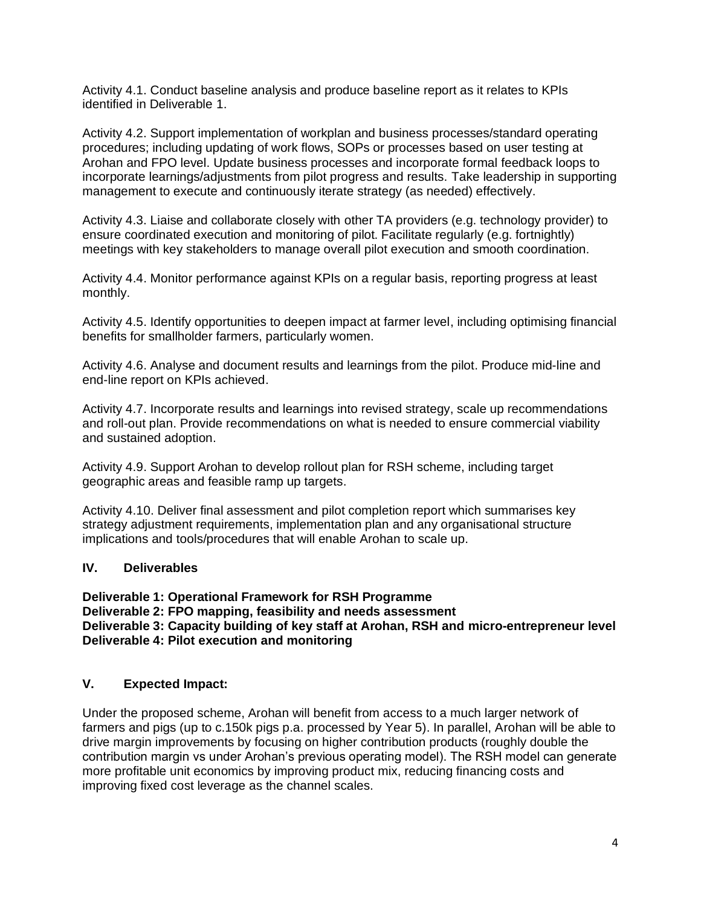Activity 4.1. Conduct baseline analysis and produce baseline report as it relates to KPIs identified in Deliverable 1.

Activity 4.2. Support implementation of workplan and business processes/standard operating procedures; including updating of work flows, SOPs or processes based on user testing at Arohan and FPO level. Update business processes and incorporate formal feedback loops to incorporate learnings/adjustments from pilot progress and results. Take leadership in supporting management to execute and continuously iterate strategy (as needed) effectively.

Activity 4.3. Liaise and collaborate closely with other TA providers (e.g. technology provider) to ensure coordinated execution and monitoring of pilot. Facilitate regularly (e.g. fortnightly) meetings with key stakeholders to manage overall pilot execution and smooth coordination.

Activity 4.4. Monitor performance against KPIs on a regular basis, reporting progress at least monthly.

Activity 4.5. Identify opportunities to deepen impact at farmer level, including optimising financial benefits for smallholder farmers, particularly women.

Activity 4.6. Analyse and document results and learnings from the pilot. Produce mid-line and end-line report on KPIs achieved.

Activity 4.7. Incorporate results and learnings into revised strategy, scale up recommendations and roll-out plan. Provide recommendations on what is needed to ensure commercial viability and sustained adoption.

Activity 4.9. Support Arohan to develop rollout plan for RSH scheme, including target geographic areas and feasible ramp up targets.

Activity 4.10. Deliver final assessment and pilot completion report which summarises key strategy adjustment requirements, implementation plan and any organisational structure implications and tools/procedures that will enable Arohan to scale up.

## IV. Deliverables

**Deliverable 1: Operational Framework for RSH Programme**
**Deliverable 2: FPO mapping, feasibility and needs assessment**
**Deliverable 3: Capacity building of key staff at Arohan, RSH and micro-entrepreneur level**
**Deliverable 4: Pilot execution and monitoring**

## V. Expected Impact:

Under the proposed scheme, Arohan will benefit from access to a much larger network of farmers and pigs (up to c.150k pigs p.a. processed by Year 5). In parallel, Arohan will be able to drive margin improvements by focusing on higher contribution products (roughly double the contribution margin vs under Arohan's previous operating model). The RSH model can generate more profitable unit economics by improving product mix, reducing financing costs and improving fixed cost leverage as the channel scales.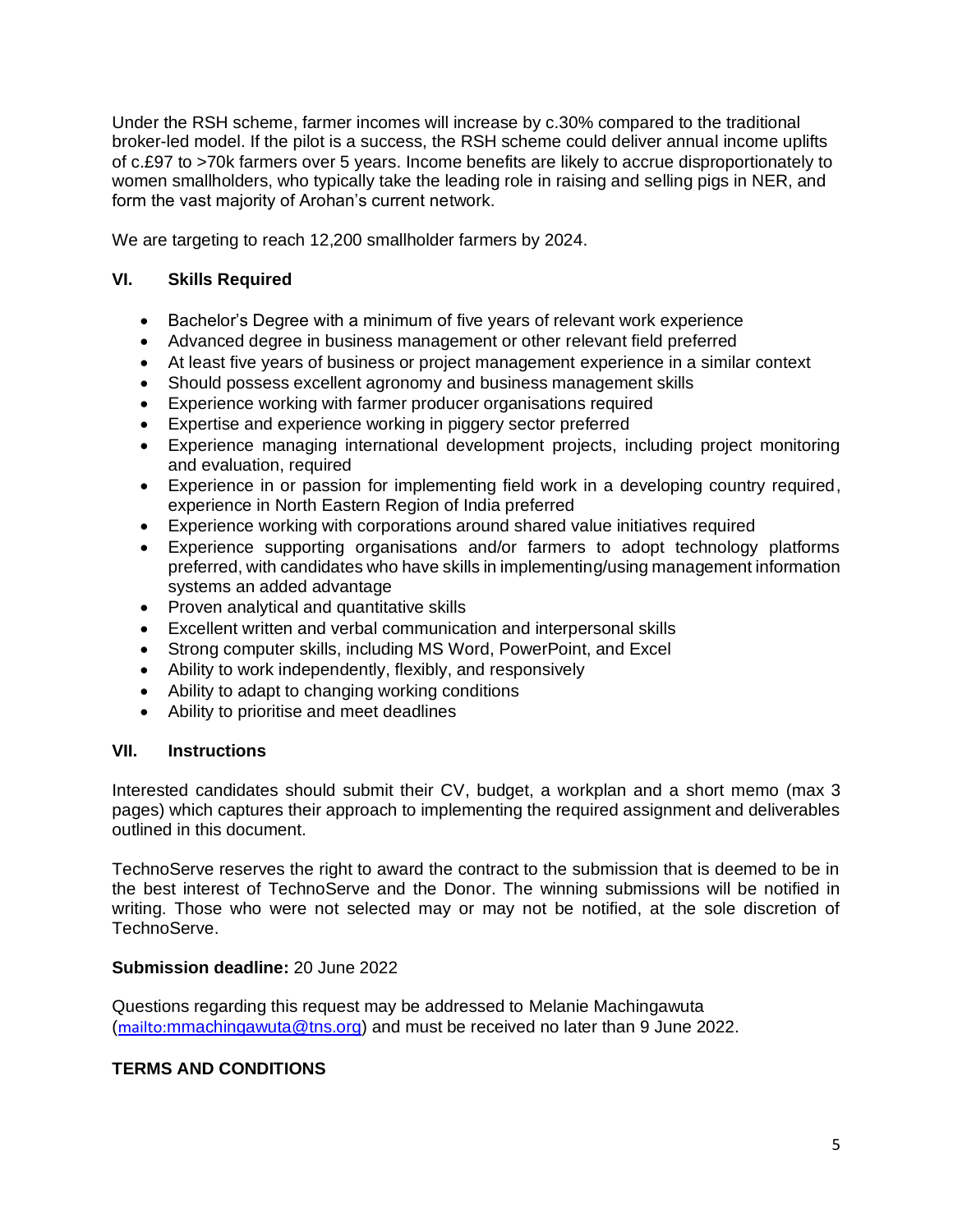Under the RSH scheme, farmer incomes will increase by c.30% compared to the traditional broker-led model. If the pilot is a success, the RSH scheme could deliver annual income uplifts of c.£97 to >70k farmers over 5 years. Income benefits are likely to accrue disproportionately to women smallholders, who typically take the leading role in raising and selling pigs in NER, and form the vast majority of Arohan's current network.

We are targeting to reach 12,200 smallholder farmers by 2024.

## VI. Skills Required

- Bachelor's Degree with a minimum of five years of relevant work experience
- Advanced degree in business management or other relevant field preferred
- At least five years of business or project management experience in a similar context
- Should possess excellent agronomy and business management skills
- Experience working with farmer producer organisations required
- Expertise and experience working in piggery sector preferred
- Experience managing international development projects, including project monitoring and evaluation, required
- Experience in or passion for implementing field work in a developing country required, experience in North Eastern Region of India preferred
- Experience working with corporations around shared value initiatives required
- Experience supporting organisations and/or farmers to adopt technology platforms preferred, with candidates who have skills in implementing/using management information systems an added advantage
- Proven analytical and quantitative skills
- Excellent written and verbal communication and interpersonal skills
- Strong computer skills, including MS Word, PowerPoint, and Excel
- Ability to work independently, flexibly, and responsively
- Ability to adapt to changing working conditions
- Ability to prioritise and meet deadlines

## VII. Instructions

Interested candidates should submit their CV, budget, a workplan and a short memo (max 3 pages) which captures their approach to implementing the required assignment and deliverables outlined in this document.

TechnoServe reserves the right to award the contract to the submission that is deemed to be in the best interest of TechnoServe and the Donor. The winning submissions will be notified in writing. Those who were not selected may or may not be notified, at the sole discretion of TechnoServe.

**Submission deadline:** 20 June 2022

Questions regarding this request may be addressed to Melanie Machingawuta (mailto:mmachingawuta@tns.org) and must be received no later than 9 June 2022.

## TERMS AND CONDITIONS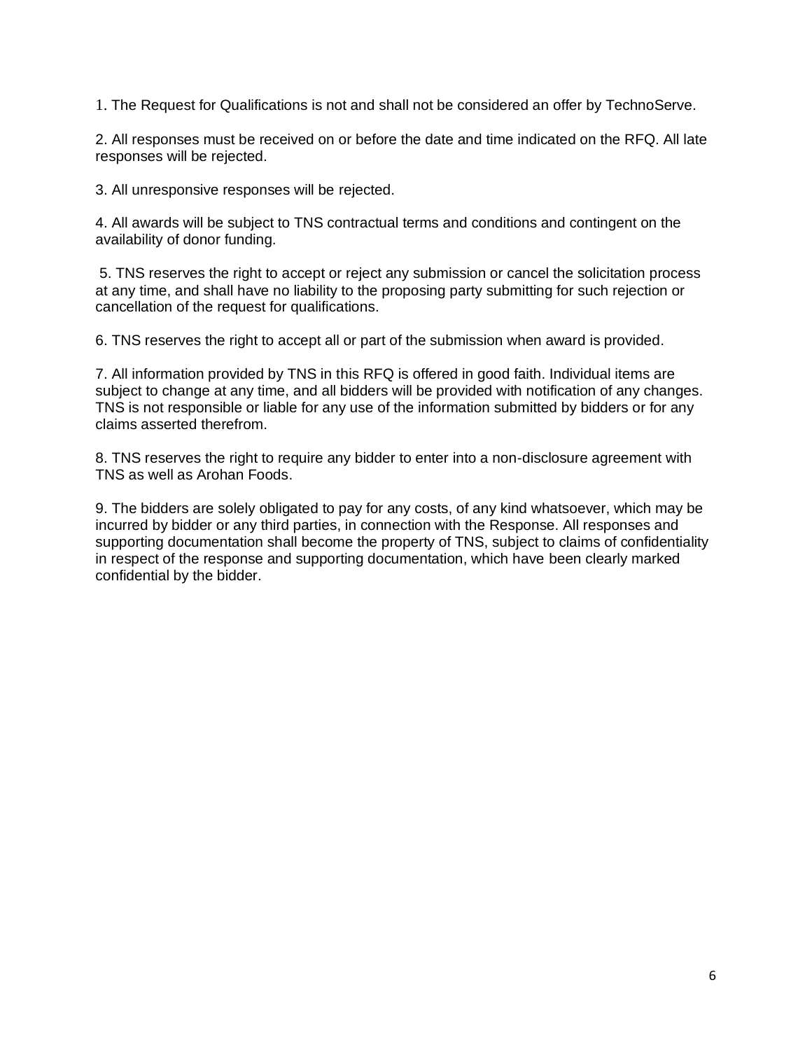1. The Request for Qualifications is not and shall not be considered an offer by TechnoServe.

2. All responses must be received on or before the date and time indicated on the RFQ. All late responses will be rejected.

3. All unresponsive responses will be rejected.

4. All awards will be subject to TNS contractual terms and conditions and contingent on the availability of donor funding.

5. TNS reserves the right to accept or reject any submission or cancel the solicitation process at any time, and shall have no liability to the proposing party submitting for such rejection or cancellation of the request for qualifications.

6. TNS reserves the right to accept all or part of the submission when award is provided.

7. All information provided by TNS in this RFQ is offered in good faith. Individual items are subject to change at any time, and all bidders will be provided with notification of any changes. TNS is not responsible or liable for any use of the information submitted by bidders or for any claims asserted therefrom.

8. TNS reserves the right to require any bidder to enter into a non-disclosure agreement with TNS as well as Arohan Foods.

9. The bidders are solely obligated to pay for any costs, of any kind whatsoever, which may be incurred by bidder or any third parties, in connection with the Response. All responses and supporting documentation shall become the property of TNS, subject to claims of confidentiality in respect of the response and supporting documentation, which have been clearly marked confidential by the bidder.